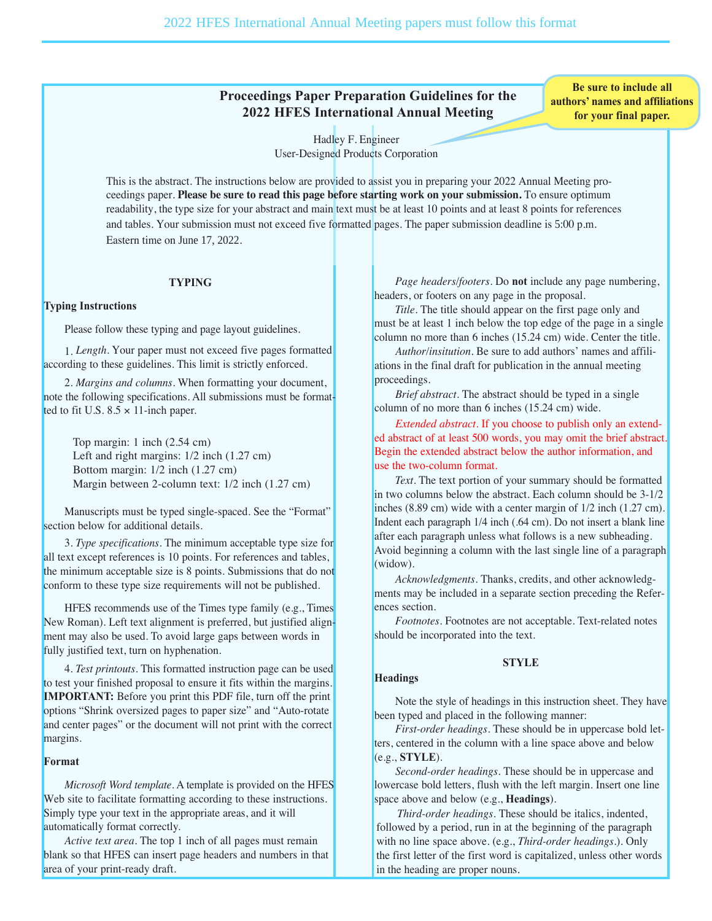2022 HFES International Annual Meeting papers must follow this format

# Proceedings Paper Preparation Guidelines for the 2022 HFES International Annual Meeting

Be sure to include all authors' names and affiliations for your final paper.

Hadley F. Engineer
User-Designed Products Corporation

This is the abstract. The instructions below are provided to assist you in preparing your 2022 Annual Meeting proceedings paper. **Please be sure to read this page before starting work on your submission.** To ensure optimum readability, the type size for your abstract and main text must be at least 10 points and at least 8 points for references and tables. Your submission must not exceed five formatted pages. The paper submission deadline is 5:00 p.m. Eastern time on June 17, 2022.

## TYPING

### Typing Instructions

Please follow these typing and page layout guidelines.

1. *Length*. Your paper must not exceed five pages formatted according to these guidelines. This limit is strictly enforced.

2. *Margins and columns*. When formatting your document, note the following specifications. All submissions must be formatted to fit U.S. 8.5 × 11-inch paper.

Top margin: 1 inch (2.54 cm)
Left and right margins: 1/2 inch (1.27 cm)
Bottom margin: 1/2 inch (1.27 cm)
Margin between 2-column text: 1/2 inch (1.27 cm)

Manuscripts must be typed single-spaced. See the "Format" section below for additional details.

3. *Type specifications*. The minimum acceptable type size for all text except references is 10 points. For references and tables, the minimum acceptable size is 8 points. Submissions that do not conform to these type size requirements will not be published.

HFES recommends use of the Times type family (e.g., Times New Roman). Left text alignment is preferred, but justified alignment may also be used. To avoid large gaps between words in fully justified text, turn on hyphenation.

4. *Test printouts*. This formatted instruction page can be used to test your finished proposal to ensure it fits within the margins. **IMPORTANT:** Before you print this PDF file, turn off the print options "Shrink oversized pages to paper size" and "Auto-rotate and center pages" or the document will not print with the correct margins.

### Format

*Microsoft Word template*. A template is provided on the HFES Web site to facilitate formatting according to these instructions. Simply type your text in the appropriate areas, and it will automatically format correctly.

*Active text area*. The top 1 inch of all pages must remain blank so that HFES can insert page headers and numbers in that area of your print-ready draft.

*Page headers/footers*. Do **not** include any page numbering, headers, or footers on any page in the proposal.

*Title*. The title should appear on the first page only and must be at least 1 inch below the top edge of the page in a single column no more than 6 inches (15.24 cm) wide. Center the title.

*Author/insitution*. Be sure to add authors' names and affiliations in the final draft for publication in the annual meeting proceedings.

*Brief abstract*. The abstract should be typed in a single column of no more than 6 inches (15.24 cm) wide.

*Extended abstract*. If you choose to publish only an extended abstract of at least 500 words, you may omit the brief abstract. Begin the extended abstract below the author information, and use the two-column format.

*Text*. The text portion of your summary should be formatted in two columns below the abstract. Each column should be 3-1/2 inches (8.89 cm) wide with a center margin of 1/2 inch (1.27 cm). Indent each paragraph 1/4 inch (.64 cm). Do not insert a blank line after each paragraph unless what follows is a new subheading. Avoid beginning a column with the last single line of a paragraph (widow).

*Acknowledgments*. Thanks, credits, and other acknowledgments may be included in a separate section preceding the References section.

*Footnotes*. Footnotes are not acceptable. Text-related notes should be incorporated into the text.

## STYLE

### Headings

Note the style of headings in this instruction sheet. They have been typed and placed in the following manner:

*First-order headings*. These should be in uppercase bold letters, centered in the column with a line space above and below (e.g., **STYLE**).

*Second-order headings*. These should be in uppercase and lowercase bold letters, flush with the left margin. Insert one line space above and below (e.g., **Headings**).

*Third-order headings*. These should be italics, indented, followed by a period, run in at the beginning of the paragraph with no line space above. (e.g., *Third-order headings*.). Only the first letter of the first word is capitalized, unless other words in the heading are proper nouns.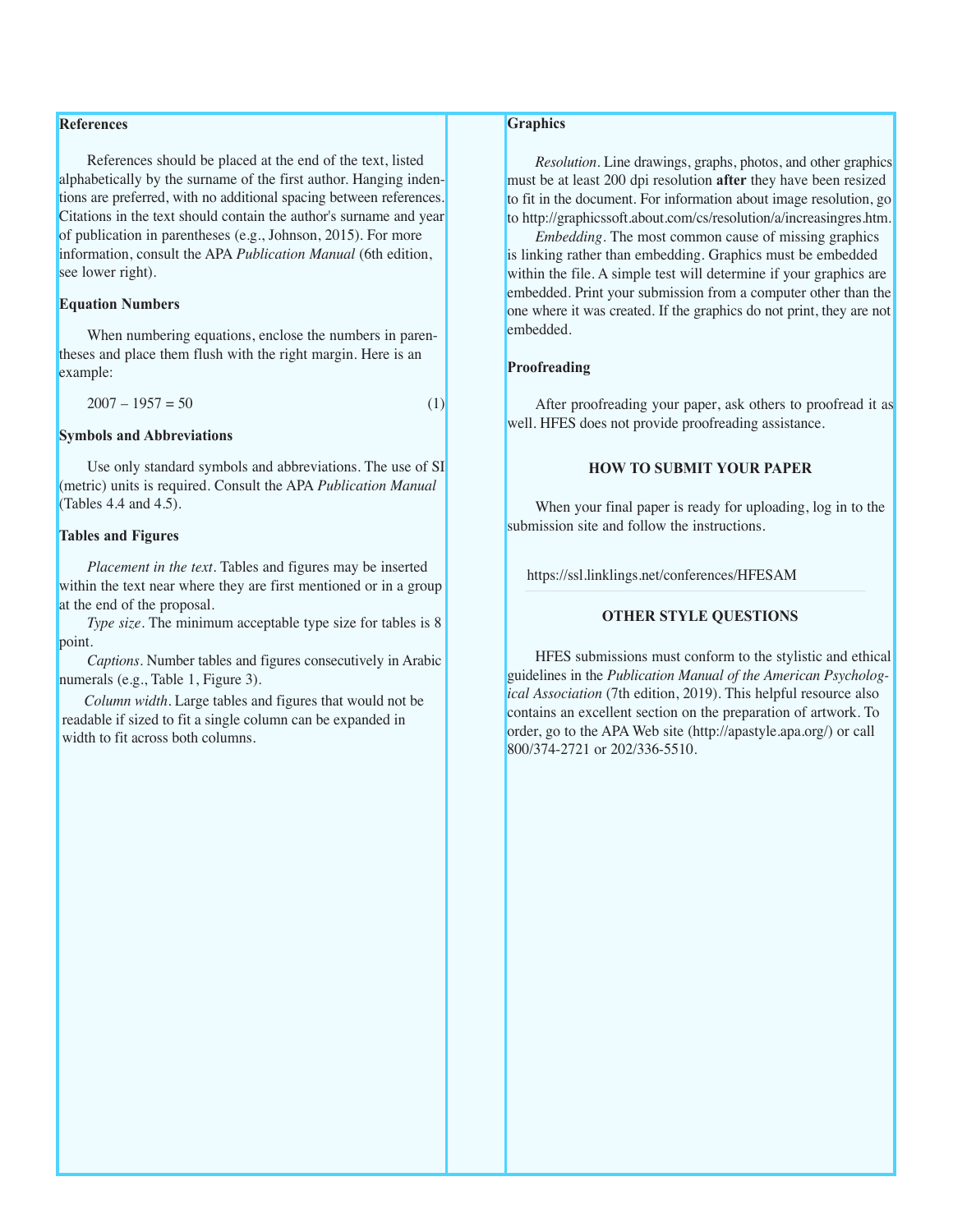### References

References should be placed at the end of the text, listed alphabetically by the surname of the first author. Hanging indentions are preferred, with no additional spacing between references. Citations in the text should contain the author's surname and year of publication in parentheses (e.g., Johnson, 2015). For more information, consult the APA *Publication Manual* (6th edition, see lower right).

### Equation Numbers

When numbering equations, enclose the numbers in parentheses and place them flush with the right margin. Here is an example:

$$2007 - 1957 = 50 \tag{1}$$

### Symbols and Abbreviations

Use only standard symbols and abbreviations. The use of SI (metric) units is required. Consult the APA *Publication Manual* (Tables 4.4 and 4.5).

### Tables and Figures

*Placement in the text*. Tables and figures may be inserted within the text near where they are first mentioned or in a group at the end of the proposal.

*Type size*. The minimum acceptable type size for tables is 8 point.

*Captions*. Number tables and figures consecutively in Arabic numerals (e.g., Table 1, Figure 3).

*Column width*. Large tables and figures that would not be readable if sized to fit a single column can be expanded in width to fit across both columns.

### Graphics

*Resolution*. Line drawings, graphs, photos, and other graphics must be at least 200 dpi resolution **after** they have been resized to fit in the document. For information about image resolution, go to http://graphicssoft.about.com/cs/resolution/a/increasingres.htm.

*Embedding*. The most common cause of missing graphics is linking rather than embedding. Graphics must be embedded within the file. A simple test will determine if your graphics are embedded. Print your submission from a computer other than the one where it was created. If the graphics do not print, they are not embedded.

### Proofreading

After proofreading your paper, ask others to proofread it as well. HFES does not provide proofreading assistance.

## HOW TO SUBMIT YOUR PAPER

When your final paper is ready for uploading, log in to the submission site and follow the instructions.

https://ssl.linklings.net/conferences/HFESAM

## OTHER STYLE QUESTIONS

HFES submissions must conform to the stylistic and ethical guidelines in the *Publication Manual of the American Psychological Association* (7th edition, 2019). This helpful resource also contains an excellent section on the preparation of artwork. To order, go to the APA Web site (http://apastyle.apa.org/) or call 800/374-2721 or 202/336-5510.